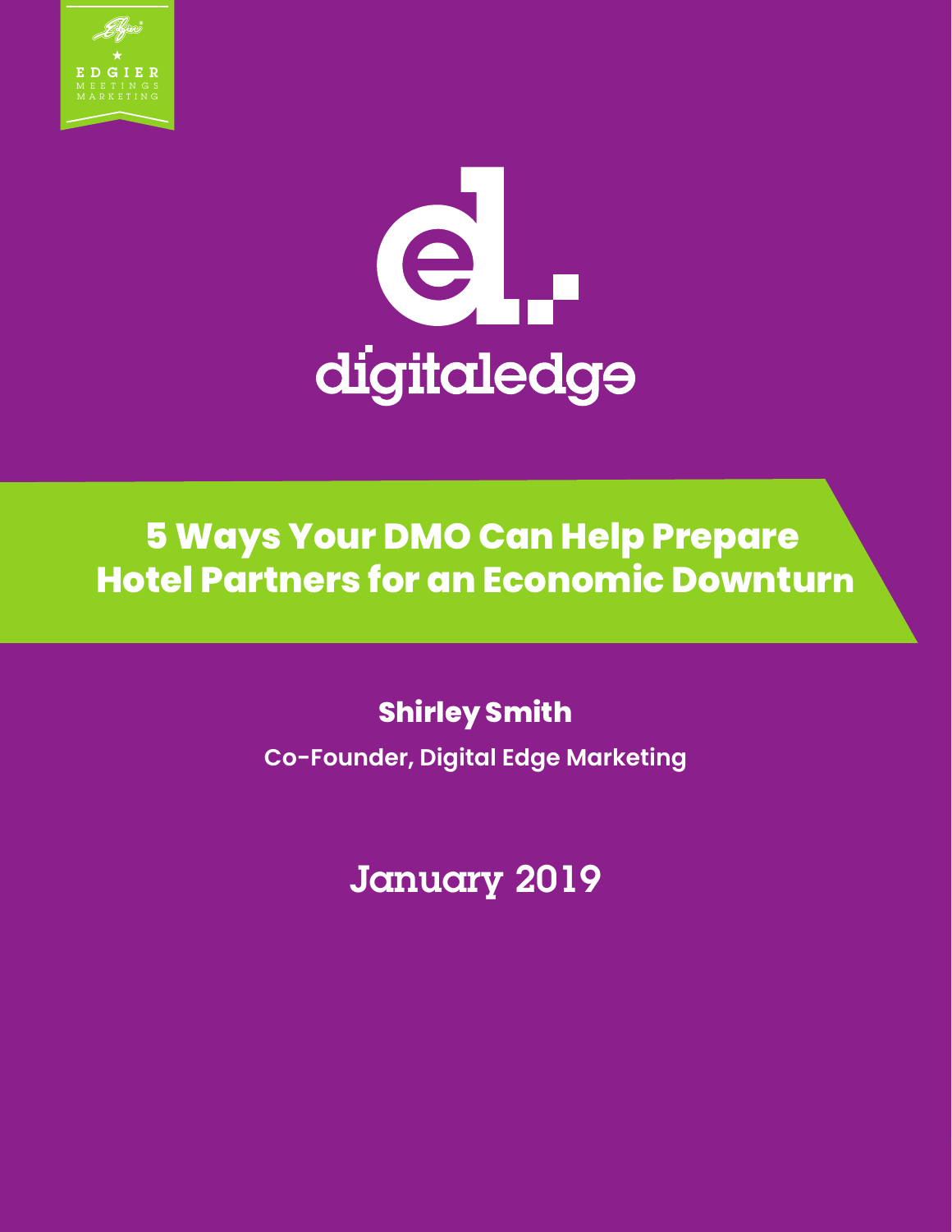EDGIER
MEETINGS
MARKETING

digitaledge

# 5 Ways Your DMO Can Help Prepare Hotel Partners for an Economic Downturn

**Shirley Smith**

**Co-Founder, Digital Edge Marketing**

January 2019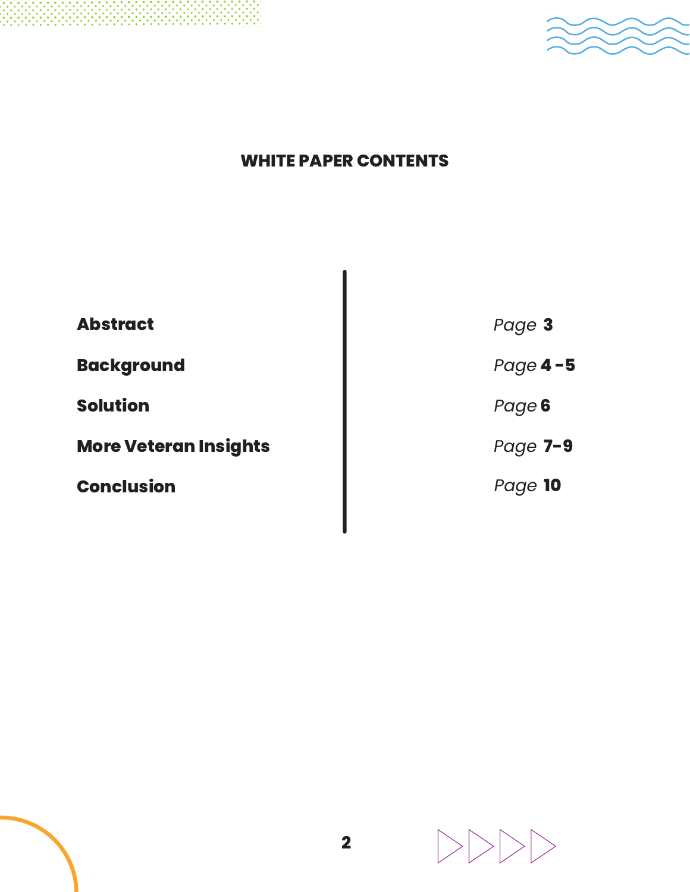## WHITE PAPER CONTENTS

| | |
|---|---|
| **Abstract** | *Page* **3** |
| **Background** | *Page* **4 - 5** |
| **Solution** | *Page* **6** |
| **More Veteran Insights** | *Page* **7-9** |
| **Conclusion** | *Page* **10** |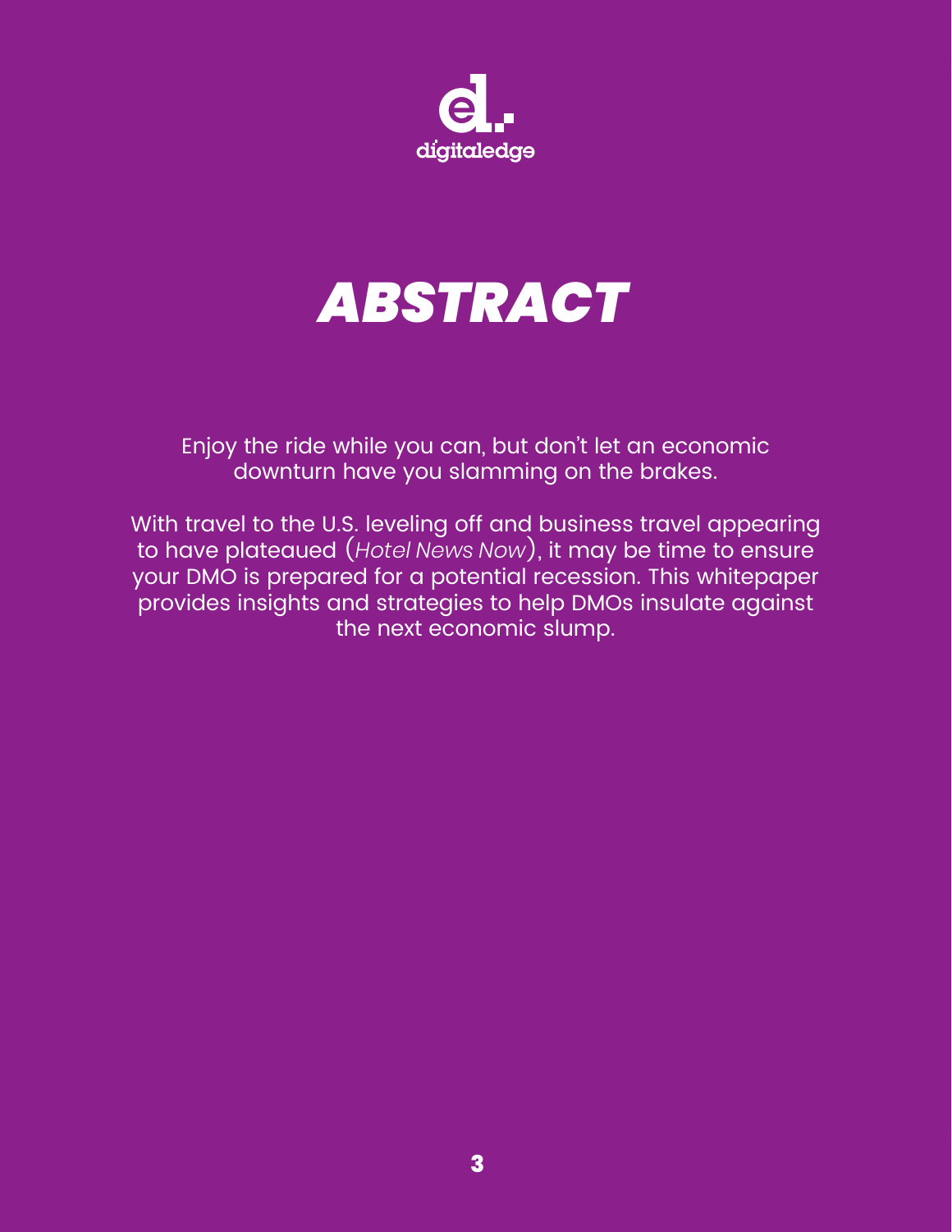# ABSTRACT

Enjoy the ride while you can, but don't let an economic downturn have you slamming on the brakes.

With travel to the U.S. leveling off and business travel appearing to have plateaued (*Hotel News Now*), it may be time to ensure your DMO is prepared for a potential recession. This whitepaper provides insights and strategies to help DMOs insulate against the next economic slump.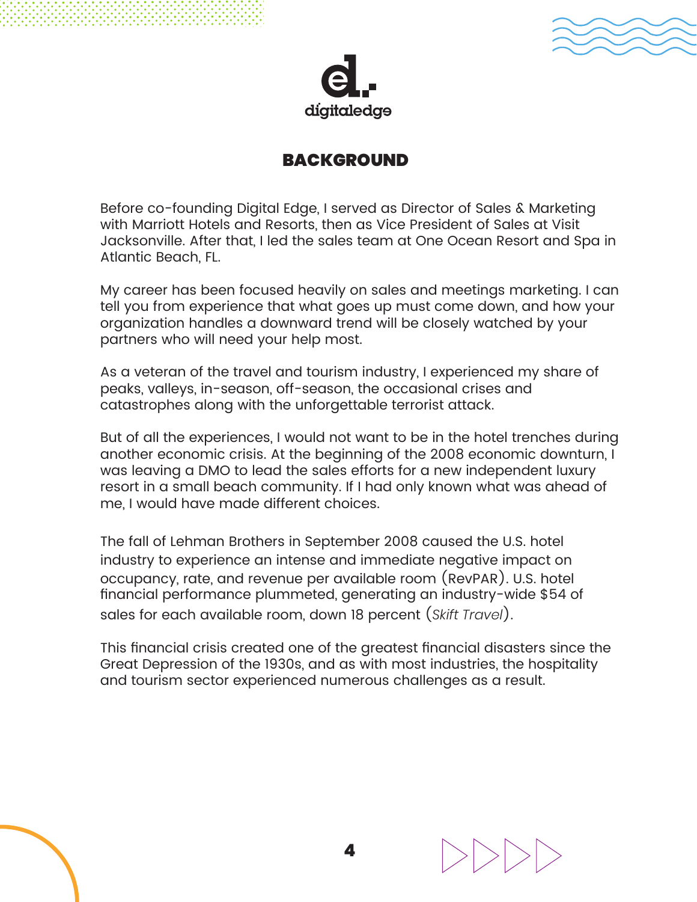## BACKGROUND

Before co-founding Digital Edge, I served as Director of Sales & Marketing with Marriott Hotels and Resorts, then as Vice President of Sales at Visit Jacksonville. After that, I led the sales team at One Ocean Resort and Spa in Atlantic Beach, FL.

My career has been focused heavily on sales and meetings marketing. I can tell you from experience that what goes up must come down, and how your organization handles a downward trend will be closely watched by your partners who will need your help most.

As a veteran of the travel and tourism industry, I experienced my share of peaks, valleys, in-season, off-season, the occasional crises and catastrophes along with the unforgettable terrorist attack.

But of all the experiences, I would not want to be in the hotel trenches during another economic crisis. At the beginning of the 2008 economic downturn, I was leaving a DMO to lead the sales efforts for a new independent luxury resort in a small beach community. If I had only known what was ahead of me, I would have made different choices.

The fall of Lehman Brothers in September 2008 caused the U.S. hotel industry to experience an intense and immediate negative impact on occupancy, rate, and revenue per available room (RevPAR). U.S. hotel financial performance plummeted, generating an industry-wide $54 of sales for each available room, down 18 percent (*Skift Travel*).

This financial crisis created one of the greatest financial disasters since the Great Depression of the 1930s, and as with most industries, the hospitality and tourism sector experienced numerous challenges as a result.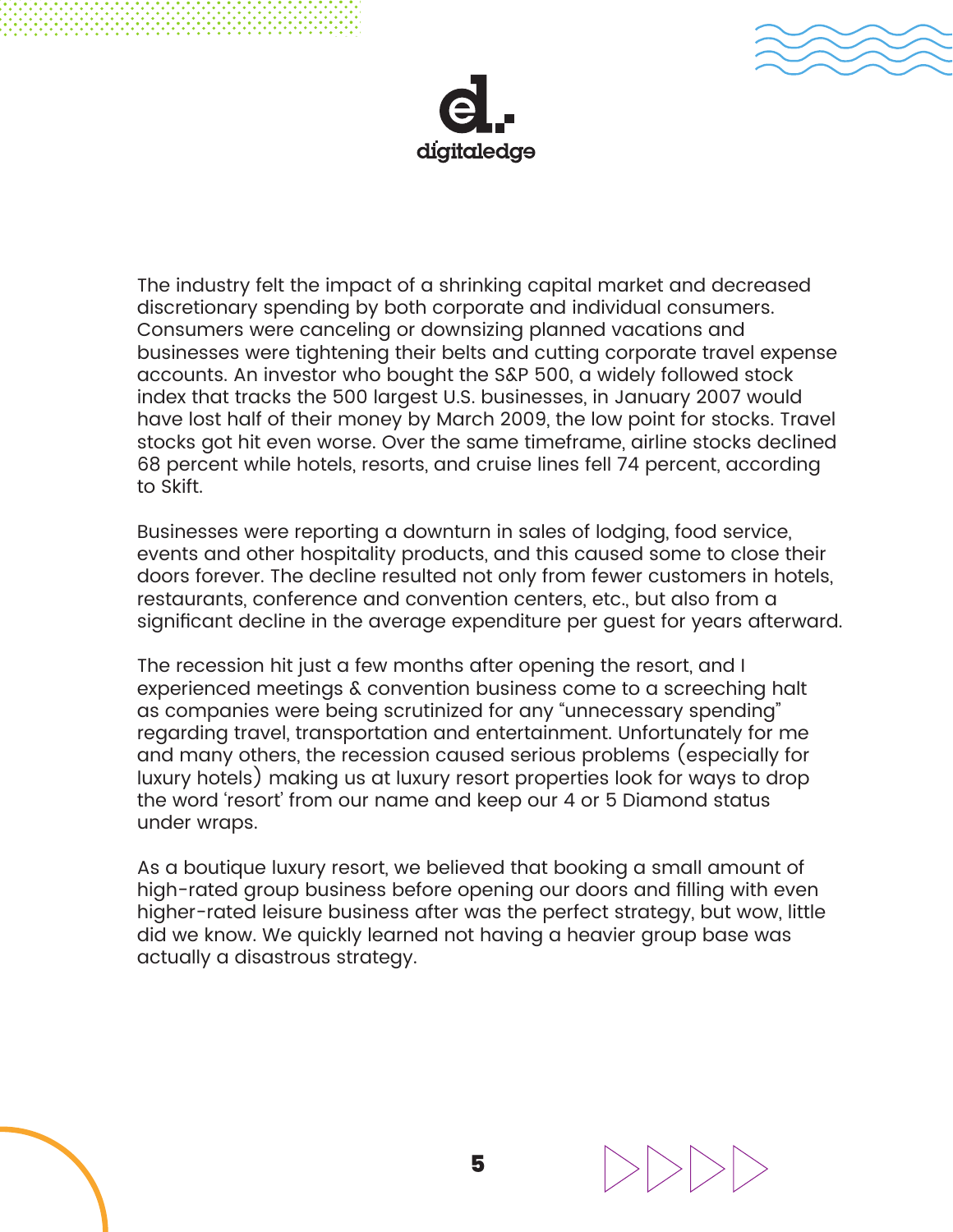The industry felt the impact of a shrinking capital market and decreased discretionary spending by both corporate and individual consumers. Consumers were canceling or downsizing planned vacations and businesses were tightening their belts and cutting corporate travel expense accounts. An investor who bought the S&P 500, a widely followed stock index that tracks the 500 largest U.S. businesses, in January 2007 would have lost half of their money by March 2009, the low point for stocks. Travel stocks got hit even worse. Over the same timeframe, airline stocks declined 68 percent while hotels, resorts, and cruise lines fell 74 percent, according to Skift.

Businesses were reporting a downturn in sales of lodging, food service, events and other hospitality products, and this caused some to close their doors forever. The decline resulted not only from fewer customers in hotels, restaurants, conference and convention centers, etc., but also from a significant decline in the average expenditure per guest for years afterward.

The recession hit just a few months after opening the resort, and I experienced meetings & convention business come to a screeching halt as companies were being scrutinized for any "unnecessary spending" regarding travel, transportation and entertainment. Unfortunately for me and many others, the recession caused serious problems (especially for luxury hotels) making us at luxury resort properties look for ways to drop the word 'resort' from our name and keep our 4 or 5 Diamond status under wraps.

As a boutique luxury resort, we believed that booking a small amount of high-rated group business before opening our doors and filling with even higher-rated leisure business after was the perfect strategy, but wow, little did we know. We quickly learned not having a heavier group base was actually a disastrous strategy.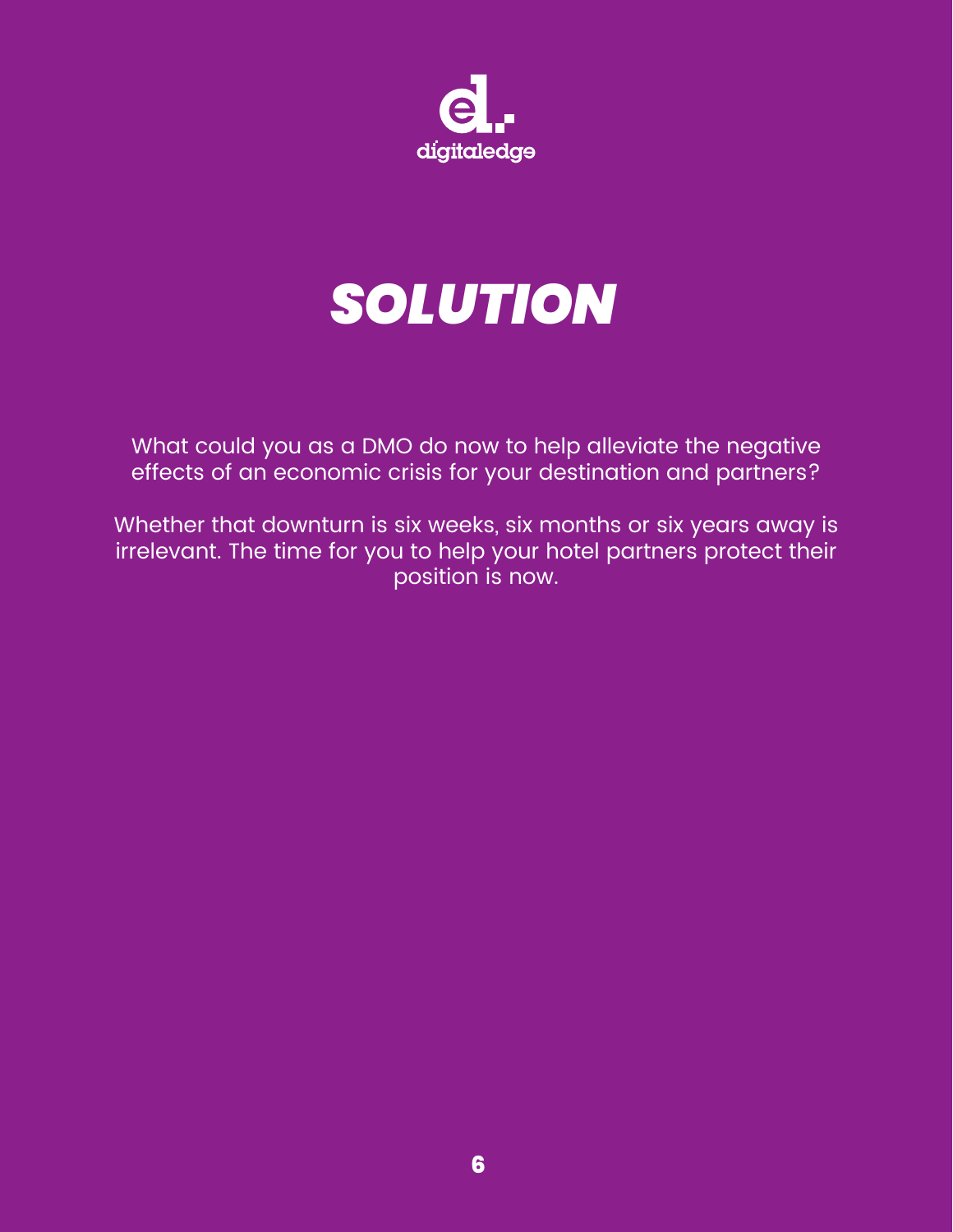# SOLUTION

What could you as a DMO do now to help alleviate the negative effects of an economic crisis for your destination and partners?

Whether that downturn is six weeks, six months or six years away is irrelevant. The time for you to help your hotel partners protect their position is now.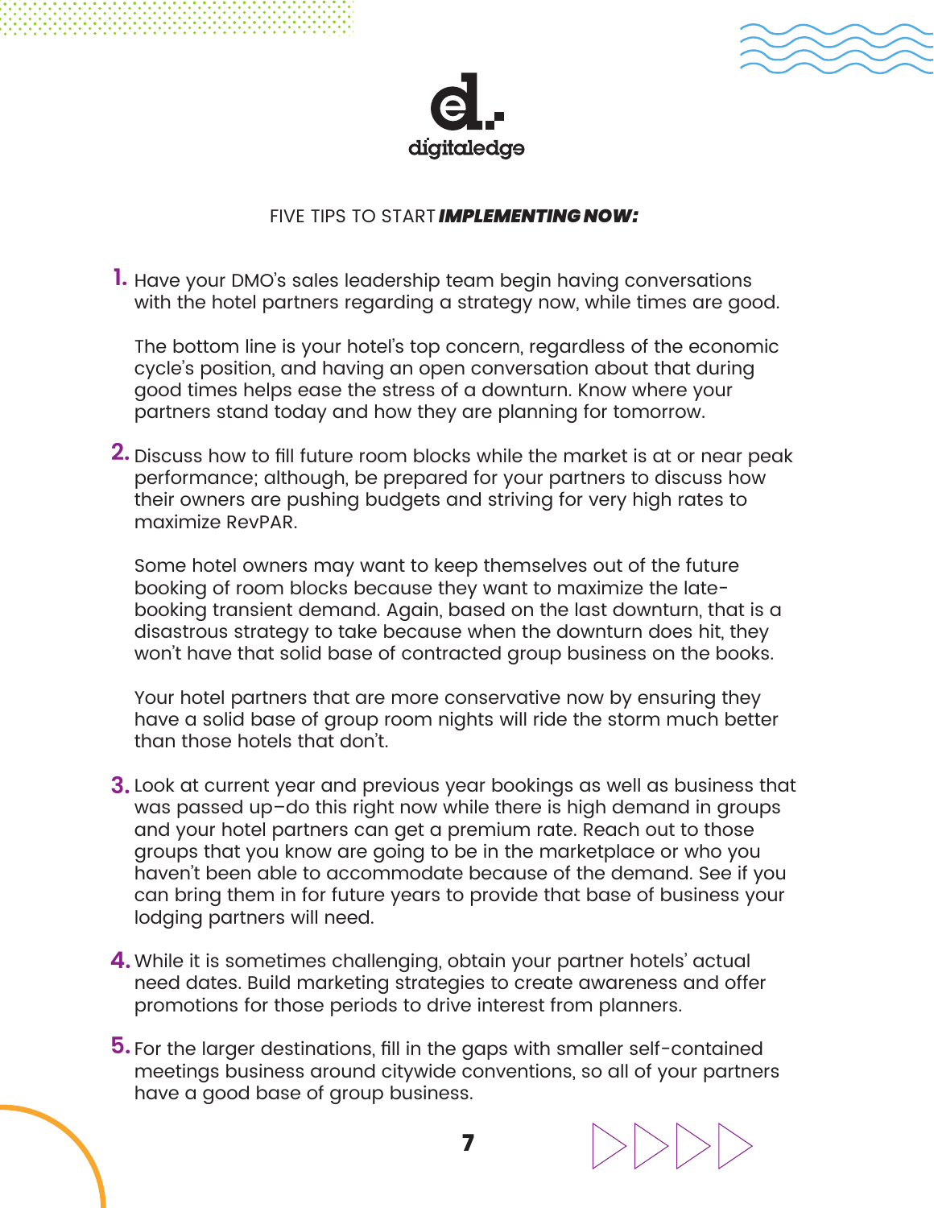FIVE TIPS TO START ***IMPLEMENTING NOW:***

1. Have your DMO's sales leadership team begin having conversations with the hotel partners regarding a strategy now, while times are good.

   The bottom line is your hotel's top concern, regardless of the economic cycle's position, and having an open conversation about that during good times helps ease the stress of a downturn. Know where your partners stand today and how they are planning for tomorrow.

2. Discuss how to fill future room blocks while the market is at or near peak performance; although, be prepared for your partners to discuss how their owners are pushing budgets and striving for very high rates to maximize RevPAR.

   Some hotel owners may want to keep themselves out of the future booking of room blocks because they want to maximize the late-booking transient demand. Again, based on the last downturn, that is a disastrous strategy to take because when the downturn does hit, they won't have that solid base of contracted group business on the books.

   Your hotel partners that are more conservative now by ensuring they have a solid base of group room nights will ride the storm much better than those hotels that don't.

3. Look at current year and previous year bookings as well as business that was passed up–do this right now while there is high demand in groups and your hotel partners can get a premium rate. Reach out to those groups that you know are going to be in the marketplace or who you haven't been able to accommodate because of the demand. See if you can bring them in for future years to provide that base of business your lodging partners will need.

4. While it is sometimes challenging, obtain your partner hotels' actual need dates. Build marketing strategies to create awareness and offer promotions for those periods to drive interest from planners.

5. For the larger destinations, fill in the gaps with smaller self-contained meetings business around citywide conventions, so all of your partners have a good base of group business.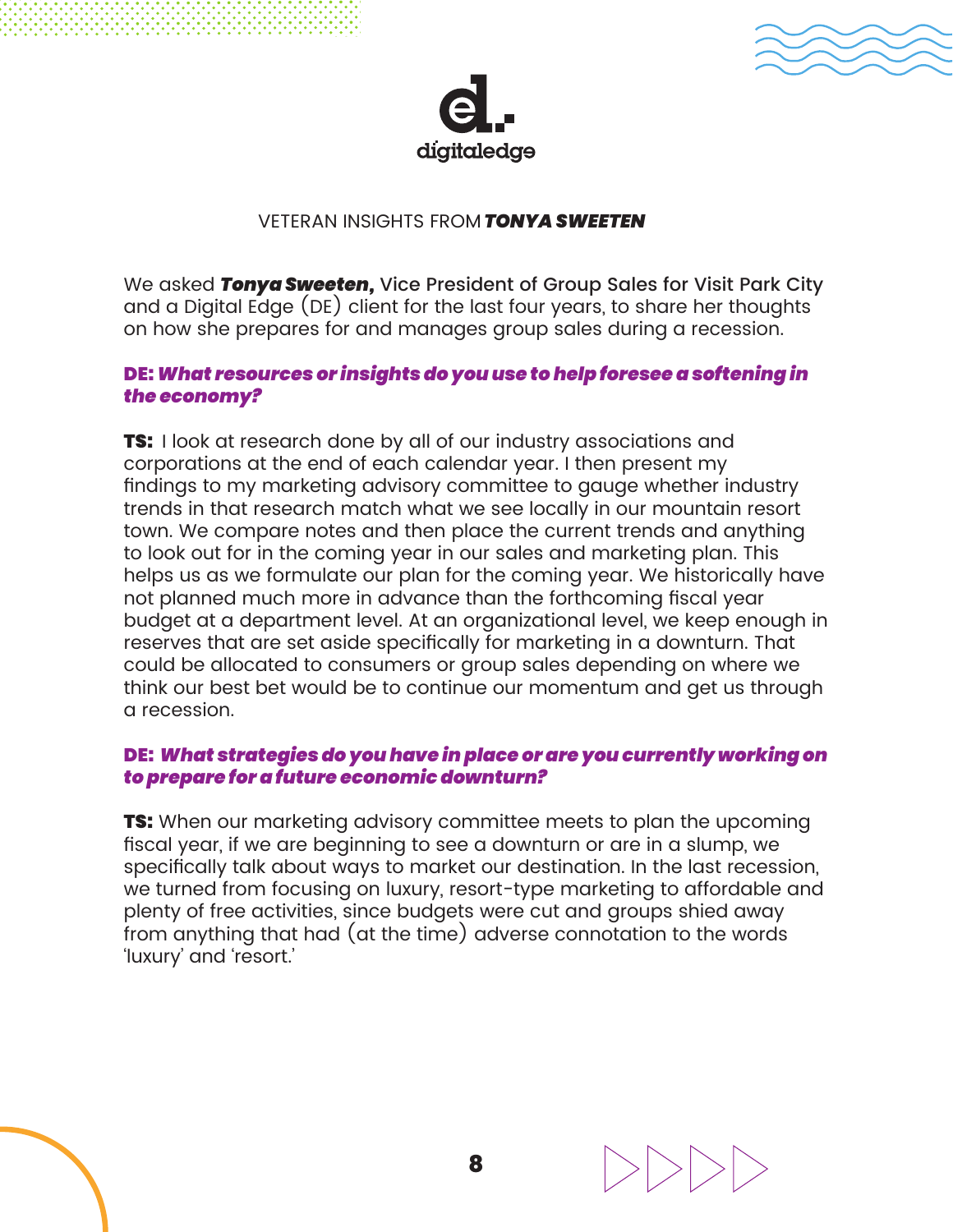VETERAN INSIGHTS FROM ***TONYA SWEETEN***

We asked ***Tonya Sweeten,*** Vice President of Group Sales for Visit Park City and a Digital Edge (DE) client for the last four years, to share her thoughts on how she prepares for and manages group sales during a recession.

***DE: What resources or insights do you use to help foresee a softening in the economy?***

**TS:** I look at research done by all of our industry associations and corporations at the end of each calendar year. I then present my findings to my marketing advisory committee to gauge whether industry trends in that research match what we see locally in our mountain resort town. We compare notes and then place the current trends and anything to look out for in the coming year in our sales and marketing plan. This helps us as we formulate our plan for the coming year. We historically have not planned much more in advance than the forthcoming fiscal year budget at a department level. At an organizational level, we keep enough in reserves that are set aside specifically for marketing in a downturn. That could be allocated to consumers or group sales depending on where we think our best bet would be to continue our momentum and get us through a recession.

***DE: What strategies do you have in place or are you currently working on to prepare for a future economic downturn?***

**TS:** When our marketing advisory committee meets to plan the upcoming fiscal year, if we are beginning to see a downturn or are in a slump, we specifically talk about ways to market our destination. In the last recession, we turned from focusing on luxury, resort-type marketing to affordable and plenty of free activities, since budgets were cut and groups shied away from anything that had (at the time) adverse connotation to the words 'luxury' and 'resort.'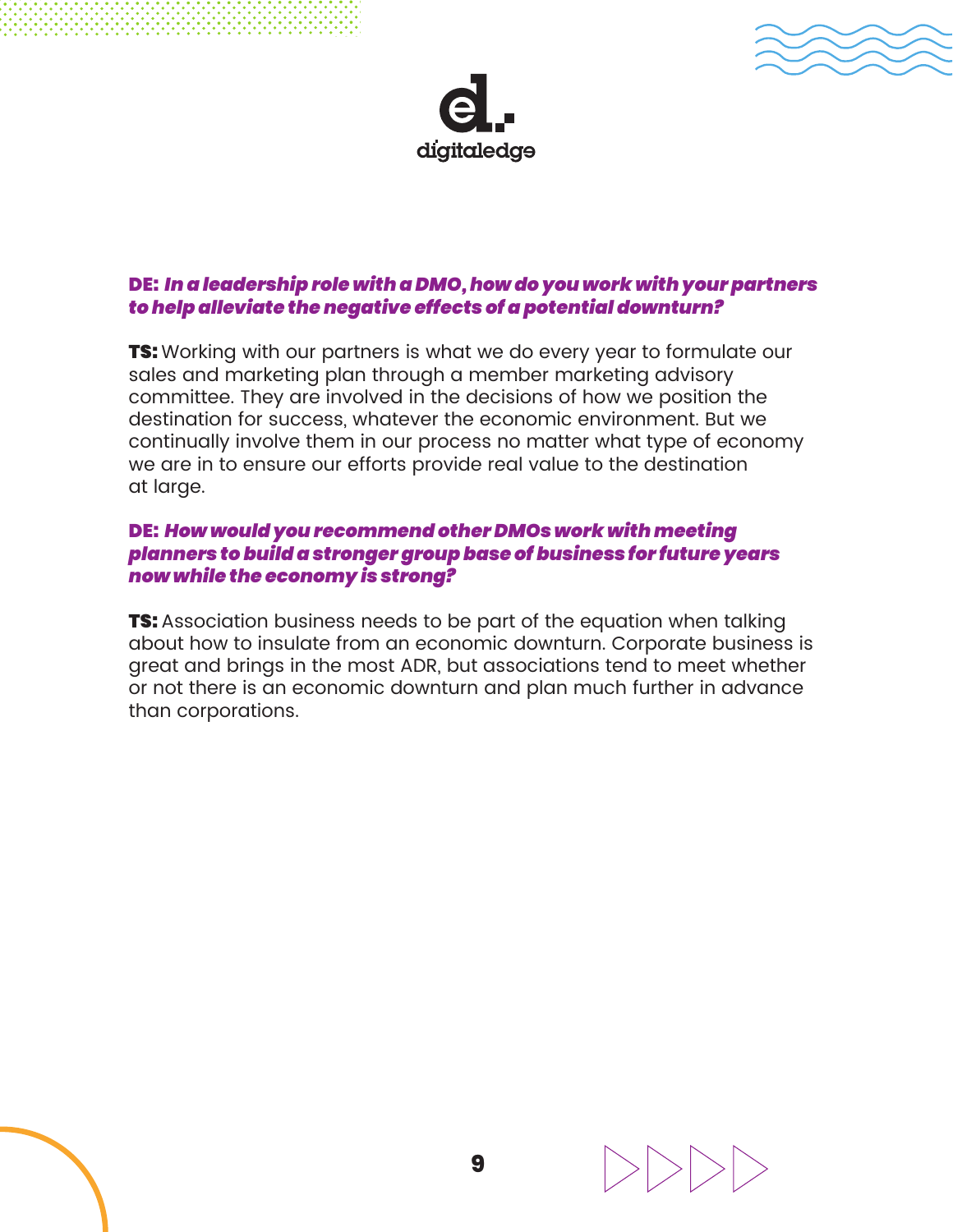**DE:** ***In a leadership role with a DMO, how do you work with your partners to help alleviate the negative effects of a potential downturn?***

**TS:** Working with our partners is what we do every year to formulate our sales and marketing plan through a member marketing advisory committee. They are involved in the decisions of how we position the destination for success, whatever the economic environment. But we continually involve them in our process no matter what type of economy we are in to ensure our efforts provide real value to the destination at large.

**DE:** ***How would you recommend other DMOs work with meeting planners to build a stronger group base of business for future years now while the economy is strong?***

**TS:** Association business needs to be part of the equation when talking about how to insulate from an economic downturn. Corporate business is great and brings in the most ADR, but associations tend to meet whether or not there is an economic downturn and plan much further in advance than corporations.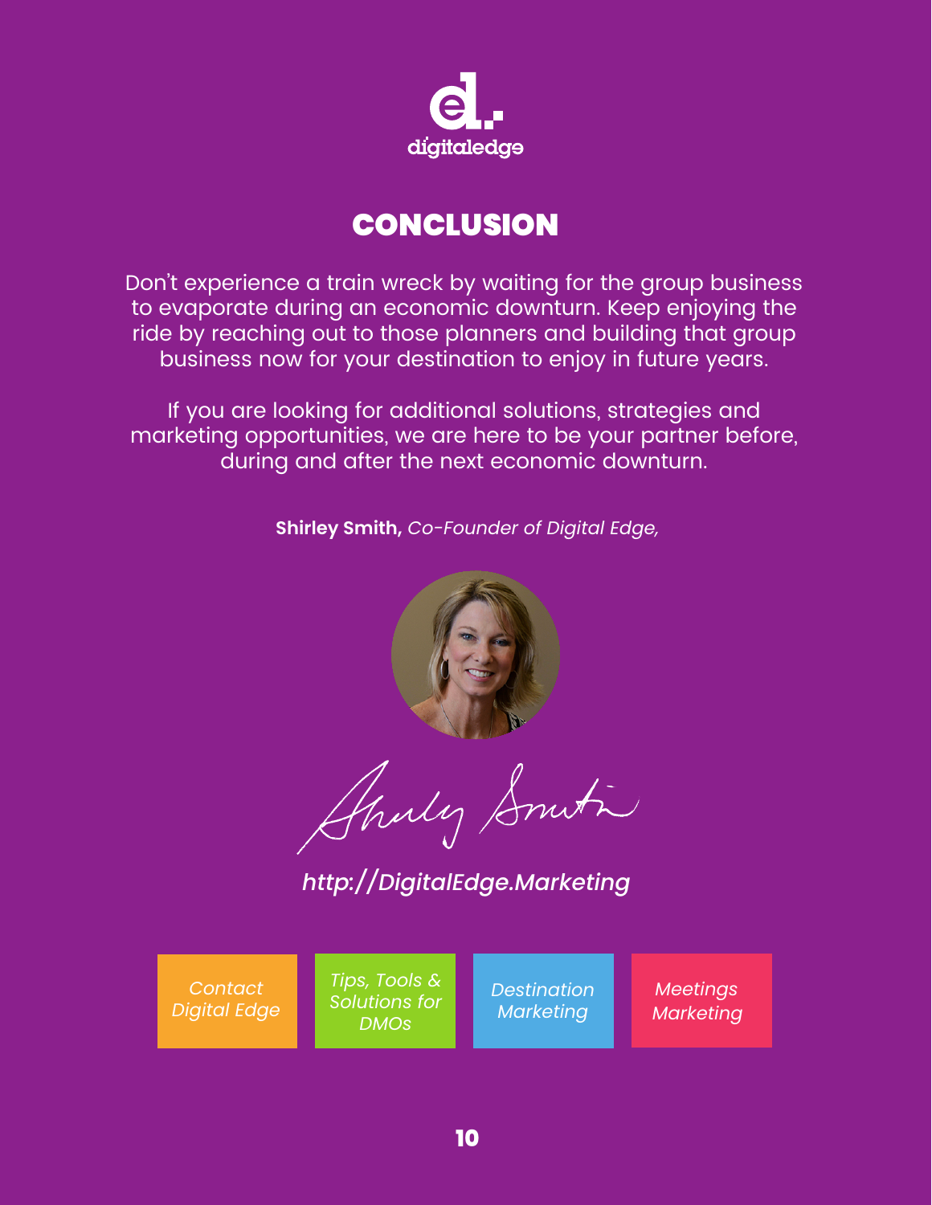digitaledge

# CONCLUSION

Don't experience a train wreck by waiting for the group business to evaporate during an economic downturn. Keep enjoying the ride by reaching out to those planners and building that group business now for your destination to enjoy in future years.

If you are looking for additional solutions, strategies and marketing opportunities, we are here to be your partner before, during and after the next economic downturn.

**Shirley Smith,** *Co-Founder of Digital Edge,*

*http://DigitalEdge.Marketing*

*Contact Digital Edge* | *Tips, Tools & Solutions for DMOs* | *Destination Marketing* | *Meetings Marketing*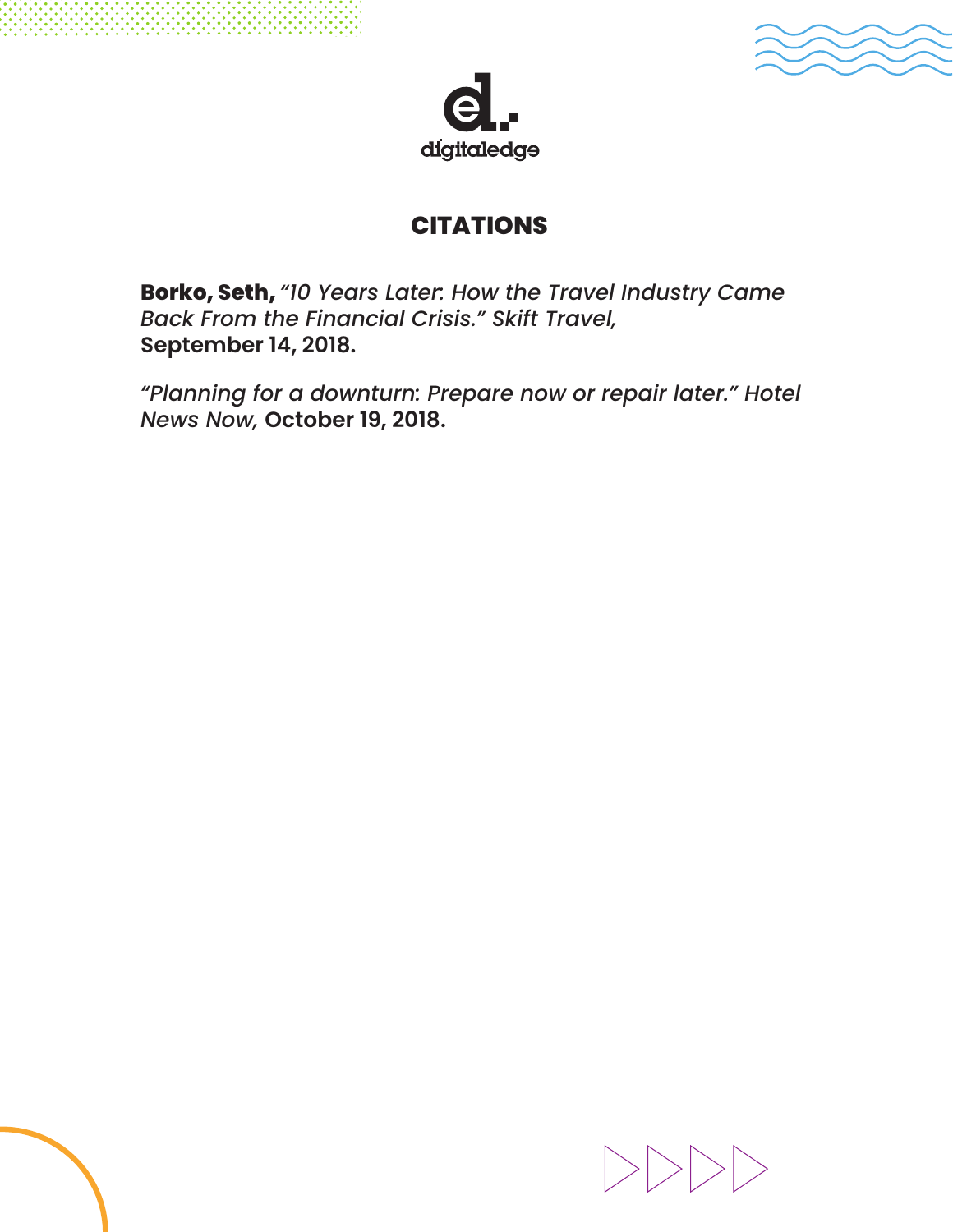digitaledge

# CITATIONS

**Borko, Seth,** *"10 Years Later: How the Travel Industry Came Back From the Financial Crisis." Skift Travel,* **September 14, 2018.**

*"Planning for a downturn: Prepare now or repair later." Hotel News Now,* **October 19, 2018.**